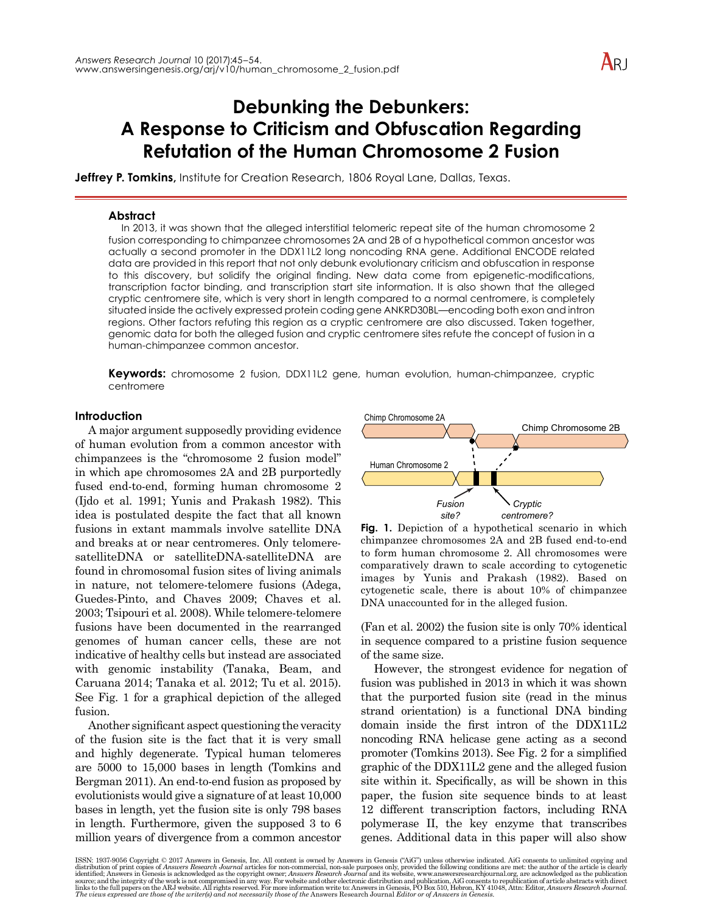# Debunking the Debunkers: A Response to Criticism and Obfuscation Regarding Refutation of the Human Chromosome 2 Fusion

**Jeffrey P. Tomkins,** Institute for Creation Research, 1806 Royal Lane, Dallas, Texas.

## Abstract

In 2013, it was shown that the alleged interstitial telomeric repeat site of the human chromosome 2 fusion corresponding to chimpanzee chromosomes 2A and 2B of a hypothetical common ancestor was actually a second promoter in the DDX11L2 long noncoding RNA gene. Additional ENCODE related data are provided in this report that not only debunk evolutionary criticism and obfuscation in response to this discovery, but solidify the original finding. New data come from epigenetic-modifications, transcription factor binding, and transcription start site information. It is also shown that the alleged cryptic centromere site, which is very short in length compared to a normal centromere, is completely situated inside the actively expressed protein coding gene ANKRD30BL—encoding both exon and intron regions. Other factors refuting this region as a cryptic centromere are also discussed. Taken together, genomic data for both the alleged fusion and cryptic centromere sites refute the concept of fusion in a human-chimpanzee common ancestor.

**Keywords:** chromosome 2 fusion, DDX11L2 gene, human evolution, human-chimpanzee, cryptic centromere

## Introduction

A major argument supposedly providing evidence of human evolution from a common ancestor with chimpanzees is the "chromosome 2 fusion model" in which ape chromosomes 2A and 2B purportedly fused end-to-end, forming human chromosome 2 (Ijdo et al. 1991; Yunis and Prakash 1982). This idea is postulated despite the fact that all known fusions in extant mammals involve satellite DNA and breaks at or near centromeres. Only telomere-satelliteDNA or satelliteDNA-satelliteDNA are found in chromosomal fusion sites of living animals in nature, not telomere-telomere fusions (Adega, Guedes-Pinto, and Chaves 2009; Chaves et al. 2003; Tsipouri et al. 2008). While telomere-telomere fusions have been documented in the rearranged genomes of human cancer cells, these are not indicative of healthy cells but instead are associated with genomic instability (Tanaka, Beam, and Caruana 2014; Tanaka et al. 2012; Tu et al. 2015). See Fig. 1 for a graphical depiction of the alleged fusion.

Another significant aspect questioning the veracity of the fusion site is the fact that it is very small and highly degenerate. Typical human telomeres are 5000 to 15,000 bases in length (Tomkins and Bergman 2011). An end-to-end fusion as proposed by evolutionists would give a signature of at least 10,000 bases in length, yet the fusion site is only 798 bases in length. Furthermore, given the supposed 3 to 6 million years of divergence from a common ancestor (Fan et al. 2002) the fusion site is only 70% identical in sequence compared to a pristine fusion sequence of the same size.

**Fig. 1.** Depiction of a hypothetical scenario in which chimpanzee chromosomes 2A and 2B fused end-to-end to form human chromosome 2. All chromosomes were comparatively drawn to scale according to cytogenetic images by Yunis and Prakash (1982). Based on cytogenetic scale, there is about 10% of chimpanzee DNA unaccounted for in the alleged fusion.

However, the strongest evidence for negation of fusion was published in 2013 in which it was shown that the purported fusion site (read in the minus strand orientation) is a functional DNA binding domain inside the first intron of the DDX11L2 noncoding RNA helicase gene acting as a second promoter (Tomkins 2013). See Fig. 2 for a simplified graphic of the DDX11L2 gene and the alleged fusion site within it. Specifically, as will be shown in this paper, the fusion site sequence binds to at least 12 different transcription factors, including RNA polymerase II, the key enzyme that transcribes genes. Additional data in this paper will also show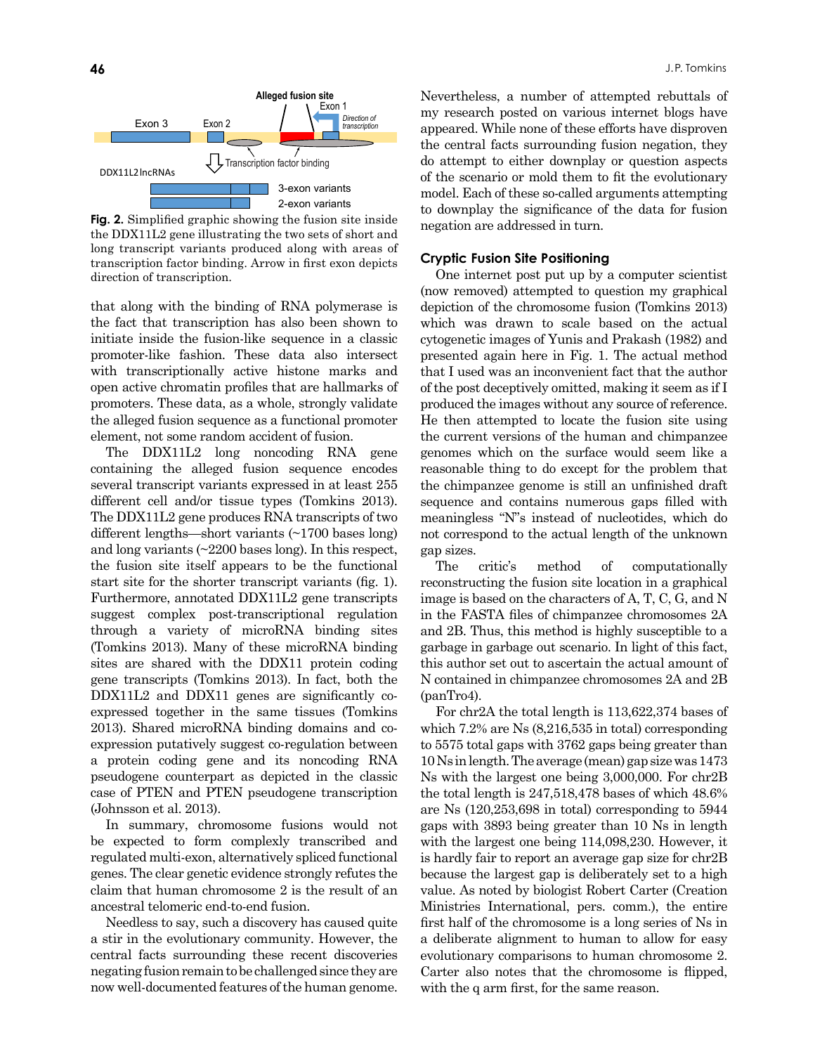**Fig. 2.** Simplified graphic showing the fusion site inside the DDX11L2 gene illustrating the two sets of short and long transcript variants produced along with areas of transcription factor binding. Arrow in first exon depicts direction of transcription.

that along with the binding of RNA polymerase is the fact that transcription has also been shown to initiate inside the fusion-like sequence in a classic promoter-like fashion. These data also intersect with transcriptionally active histone marks and open active chromatin profiles that are hallmarks of promoters. These data, as a whole, strongly validate the alleged fusion sequence as a functional promoter element, not some random accident of fusion.

The DDX11L2 long noncoding RNA gene containing the alleged fusion sequence encodes several transcript variants expressed in at least 255 different cell and/or tissue types (Tomkins 2013). The DDX11L2 gene produces RNA transcripts of two different lengths—short variants (~1700 bases long) and long variants (~2200 bases long). In this respect, the fusion site itself appears to be the functional start site for the shorter transcript variants (fig. 1). Furthermore, annotated DDX11L2 gene transcripts suggest complex post-transcriptional regulation through a variety of microRNA binding sites (Tomkins 2013). Many of these microRNA binding sites are shared with the DDX11 protein coding gene transcripts (Tomkins 2013). In fact, both the DDX11L2 and DDX11 genes are significantly co-expressed together in the same tissues (Tomkins 2013). Shared microRNA binding domains and co-expression putatively suggest co-regulation between a protein coding gene and its noncoding RNA pseudogene counterpart as depicted in the classic case of PTEN and PTEN pseudogene transcription (Johnsson et al. 2013).

In summary, chromosome fusions would not be expected to form complexly transcribed and regulated multi-exon, alternatively spliced functional genes. The clear genetic evidence strongly refutes the claim that human chromosome 2 is the result of an ancestral telomeric end-to-end fusion.

Needless to say, such a discovery has caused quite a stir in the evolutionary community. However, the central facts surrounding these recent discoveries negating fusion remain to be challenged since they are now well-documented features of the human genome. Nevertheless, a number of attempted rebuttals of my research posted on various internet blogs have appeared. While none of these efforts have disproven the central facts surrounding fusion negation, they do attempt to either downplay or question aspects of the scenario or mold them to fit the evolutionary model. Each of these so-called arguments attempting to downplay the significance of the data for fusion negation are addressed in turn.

### Cryptic Fusion Site Positioning

One internet post put up by a computer scientist (now removed) attempted to question my graphical depiction of the chromosome fusion (Tomkins 2013) which was drawn to scale based on the actual cytogenetic images of Yunis and Prakash (1982) and presented again here in Fig. 1. The actual method that I used was an inconvenient fact that the author of the post deceptively omitted, making it seem as if I produced the images without any source of reference. He then attempted to locate the fusion site using the current versions of the human and chimpanzee genomes which on the surface would seem like a reasonable thing to do except for the problem that the chimpanzee genome is still an unfinished draft sequence and contains numerous gaps filled with meaningless "N"s instead of nucleotides, which do not correspond to the actual length of the unknown gap sizes.

The critic's method of computationally reconstructing the fusion site location in a graphical image is based on the characters of A, T, C, G, and N in the FASTA files of chimpanzee chromosomes 2A and 2B. Thus, this method is highly susceptible to a garbage in garbage out scenario. In light of this fact, this author set out to ascertain the actual amount of N contained in chimpanzee chromosomes 2A and 2B (panTro4).

For chr2A the total length is 113,622,374 bases of which 7.2% are Ns (8,216,535 in total) corresponding to 5575 total gaps with 3762 gaps being greater than 10 Ns in length. The average (mean) gap size was 1473 Ns with the largest one being 3,000,000. For chr2B the total length is 247,518,478 bases of which 48.6% are Ns (120,253,698 in total) corresponding to 5944 gaps with 3893 being greater than 10 Ns in length with the largest one being 114,098,230. However, it is hardly fair to report an average gap size for chr2B because the largest gap is deliberately set to a high value. As noted by biologist Robert Carter (Creation Ministries International, pers. comm.), the entire first half of the chromosome is a long series of Ns in a deliberate alignment to human to allow for easy evolutionary comparisons to human chromosome 2. Carter also notes that the chromosome is flipped, with the q arm first, for the same reason.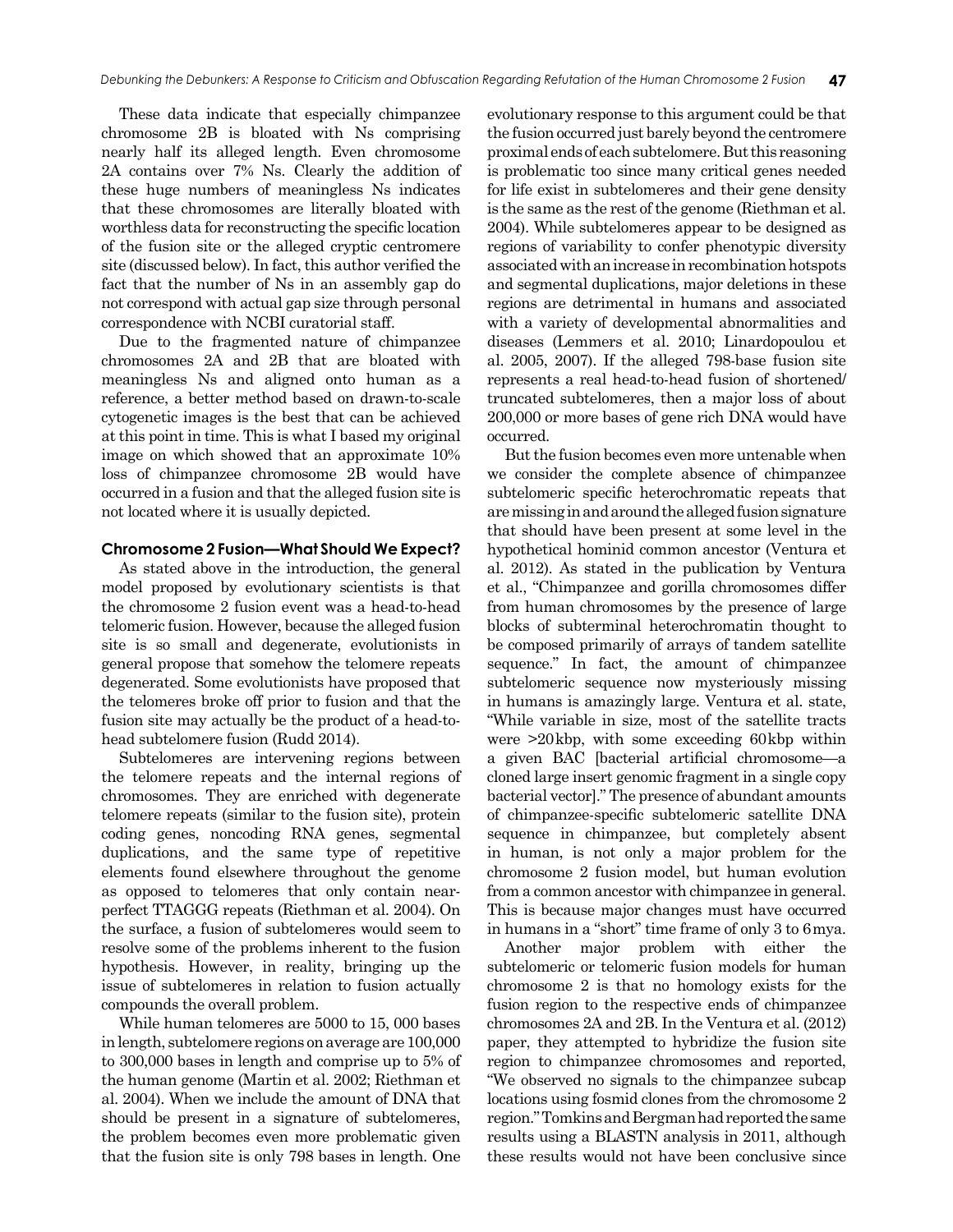These data indicate that especially chimpanzee chromosome 2B is bloated with Ns comprising nearly half its alleged length. Even chromosome 2A contains over 7% Ns. Clearly the addition of these huge numbers of meaningless Ns indicates that these chromosomes are literally bloated with worthless data for reconstructing the specific location of the fusion site or the alleged cryptic centromere site (discussed below). In fact, this author verified the fact that the number of Ns in an assembly gap do not correspond with actual gap size through personal correspondence with NCBI curatorial staff.

Due to the fragmented nature of chimpanzee chromosomes 2A and 2B that are bloated with meaningless Ns and aligned onto human as a reference, a better method based on drawn-to-scale cytogenetic images is the best that can be achieved at this point in time. This is what I based my original image on which showed that an approximate 10% loss of chimpanzee chromosome 2B would have occurred in a fusion and that the alleged fusion site is not located where it is usually depicted.

### Chromosome 2 Fusion—What Should We Expect?

As stated above in the introduction, the general model proposed by evolutionary scientists is that the chromosome 2 fusion event was a head-to-head telomeric fusion. However, because the alleged fusion site is so small and degenerate, evolutionists in general propose that somehow the telomere repeats degenerated. Some evolutionists have proposed that the telomeres broke off prior to fusion and that the fusion site may actually be the product of a head-to-head subtelomere fusion (Rudd 2014).

Subtelomeres are intervening regions between the telomere repeats and the internal regions of chromosomes. They are enriched with degenerate telomere repeats (similar to the fusion site), protein coding genes, noncoding RNA genes, segmental duplications, and the same type of repetitive elements found elsewhere throughout the genome as opposed to telomeres that only contain near-perfect TTAGGG repeats (Riethman et al. 2004). On the surface, a fusion of subtelomeres would seem to resolve some of the problems inherent to the fusion hypothesis. However, in reality, bringing up the issue of subtelomeres in relation to fusion actually compounds the overall problem.

While human telomeres are 5000 to 15, 000 bases in length, subtelomere regions on average are 100,000 to 300,000 bases in length and comprise up to 5% of the human genome (Martin et al. 2002; Riethman et al. 2004). When we include the amount of DNA that should be present in a signature of subtelomeres, the problem becomes even more problematic given that the fusion site is only 798 bases in length. One evolutionary response to this argument could be that the fusion occurred just barely beyond the centromere proximal ends of each subtelomere. But this reasoning is problematic too since many critical genes needed for life exist in subtelomeres and their gene density is the same as the rest of the genome (Riethman et al. 2004). While subtelomeres appear to be designed as regions of variability to confer phenotypic diversity associated with an increase in recombination hotspots and segmental duplications, major deletions in these regions are detrimental in humans and associated with a variety of developmental abnormalities and diseases (Lemmers et al. 2010; Linardopoulou et al. 2005, 2007). If the alleged 798-base fusion site represents a real head-to-head fusion of shortened/truncated subtelomeres, then a major loss of about 200,000 or more bases of gene rich DNA would have occurred.

But the fusion becomes even more untenable when we consider the complete absence of chimpanzee subtelomeric specific heterochromatic repeats that are missing in and around the alleged fusion signature that should have been present at some level in the hypothetical hominid common ancestor (Ventura et al. 2012). As stated in the publication by Ventura et al., "Chimpanzee and gorilla chromosomes differ from human chromosomes by the presence of large blocks of subterminal heterochromatin thought to be composed primarily of arrays of tandem satellite sequence." In fact, the amount of chimpanzee subtelomeric sequence now mysteriously missing in humans is amazingly large. Ventura et al. state, "While variable in size, most of the satellite tracts were >20 kbp, with some exceeding 60 kbp within a given BAC [bacterial artificial chromosome—a cloned large insert genomic fragment in a single copy bacterial vector]." The presence of abundant amounts of chimpanzee-specific subtelomeric satellite DNA sequence in chimpanzee, but completely absent in human, is not only a major problem for the chromosome 2 fusion model, but human evolution from a common ancestor with chimpanzee in general. This is because major changes must have occurred in humans in a "short" time frame of only 3 to 6 mya.

Another major problem with either the subtelomeric or telomeric fusion models for human chromosome 2 is that no homology exists for the fusion region to the respective ends of chimpanzee chromosomes 2A and 2B. In the Ventura et al. (2012) paper, they attempted to hybridize the fusion site region to chimpanzee chromosomes and reported, "We observed no signals to the chimpanzee subcap locations using fosmid clones from the chromosome 2 region." Tomkins and Bergman had reported the same results using a BLASTN analysis in 2011, although these results would not have been conclusive since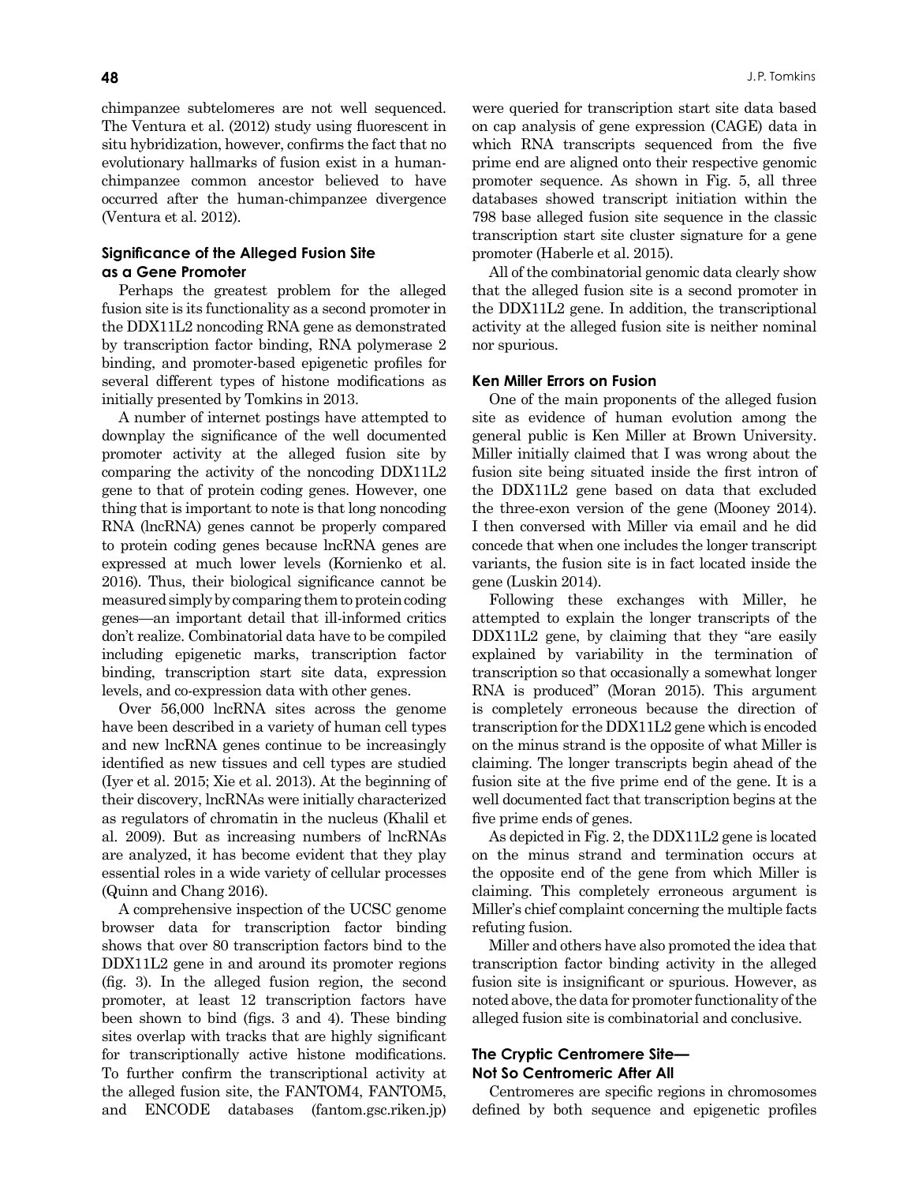chimpanzee subtelomeres are not well sequenced. The Ventura et al. (2012) study using fluorescent in situ hybridization, however, confirms the fact that no evolutionary hallmarks of fusion exist in a human-chimpanzee common ancestor believed to have occurred after the human-chimpanzee divergence (Ventura et al. 2012).

### Significance of the Alleged Fusion Site as a Gene Promoter

Perhaps the greatest problem for the alleged fusion site is its functionality as a second promoter in the DDX11L2 noncoding RNA gene as demonstrated by transcription factor binding, RNA polymerase 2 binding, and promoter-based epigenetic profiles for several different types of histone modifications as initially presented by Tomkins in 2013.

A number of internet postings have attempted to downplay the significance of the well documented promoter activity at the alleged fusion site by comparing the activity of the noncoding DDX11L2 gene to that of protein coding genes. However, one thing that is important to note is that long noncoding RNA (lncRNA) genes cannot be properly compared to protein coding genes because lncRNA genes are expressed at much lower levels (Kornienko et al. 2016). Thus, their biological significance cannot be measured simply by comparing them to protein coding genes—an important detail that ill-informed critics don't realize. Combinatorial data have to be compiled including epigenetic marks, transcription factor binding, transcription start site data, expression levels, and co-expression data with other genes.

Over 56,000 lncRNA sites across the genome have been described in a variety of human cell types and new lncRNA genes continue to be increasingly identified as new tissues and cell types are studied (Iyer et al. 2015; Xie et al. 2013). At the beginning of their discovery, lncRNAs were initially characterized as regulators of chromatin in the nucleus (Khalil et al. 2009). But as increasing numbers of lncRNAs are analyzed, it has become evident that they play essential roles in a wide variety of cellular processes (Quinn and Chang 2016).

A comprehensive inspection of the UCSC genome browser data for transcription factor binding shows that over 80 transcription factors bind to the DDX11L2 gene in and around its promoter regions (fig. 3). In the alleged fusion region, the second promoter, at least 12 transcription factors have been shown to bind (figs. 3 and 4). These binding sites overlap with tracks that are highly significant for transcriptionally active histone modifications. To further confirm the transcriptional activity at the alleged fusion site, the FANTOM4, FANTOM5, and ENCODE databases (fantom.gsc.riken.jp) were queried for transcription start site data based on cap analysis of gene expression (CAGE) data in which RNA transcripts sequenced from the five prime end are aligned onto their respective genomic promoter sequence. As shown in Fig. 5, all three databases showed transcript initiation within the 798 base alleged fusion site sequence in the classic transcription start site cluster signature for a gene promoter (Haberle et al. 2015).

All of the combinatorial genomic data clearly show that the alleged fusion site is a second promoter in the DDX11L2 gene. In addition, the transcriptional activity at the alleged fusion site is neither nominal nor spurious.

### Ken Miller Errors on Fusion

One of the main proponents of the alleged fusion site as evidence of human evolution among the general public is Ken Miller at Brown University. Miller initially claimed that I was wrong about the fusion site being situated inside the first intron of the DDX11L2 gene based on data that excluded the three-exon version of the gene (Mooney 2014). I then conversed with Miller via email and he did concede that when one includes the longer transcript variants, the fusion site is in fact located inside the gene (Luskin 2014).

Following these exchanges with Miller, he attempted to explain the longer transcripts of the DDX11L2 gene, by claiming that they "are easily explained by variability in the termination of transcription so that occasionally a somewhat longer RNA is produced" (Moran 2015). This argument is completely erroneous because the direction of transcription for the DDX11L2 gene which is encoded on the minus strand is the opposite of what Miller is claiming. The longer transcripts begin ahead of the fusion site at the five prime end of the gene. It is a well documented fact that transcription begins at the five prime ends of genes.

As depicted in Fig. 2, the DDX11L2 gene is located on the minus strand and termination occurs at the opposite end of the gene from which Miller is claiming. This completely erroneous argument is Miller's chief complaint concerning the multiple facts refuting fusion.

Miller and others have also promoted the idea that transcription factor binding activity in the alleged fusion site is insignificant or spurious. However, as noted above, the data for promoter functionality of the alleged fusion site is combinatorial and conclusive.

### The Cryptic Centromere Site—Not So Centromeric After All

Centromeres are specific regions in chromosomes defined by both sequence and epigenetic profiles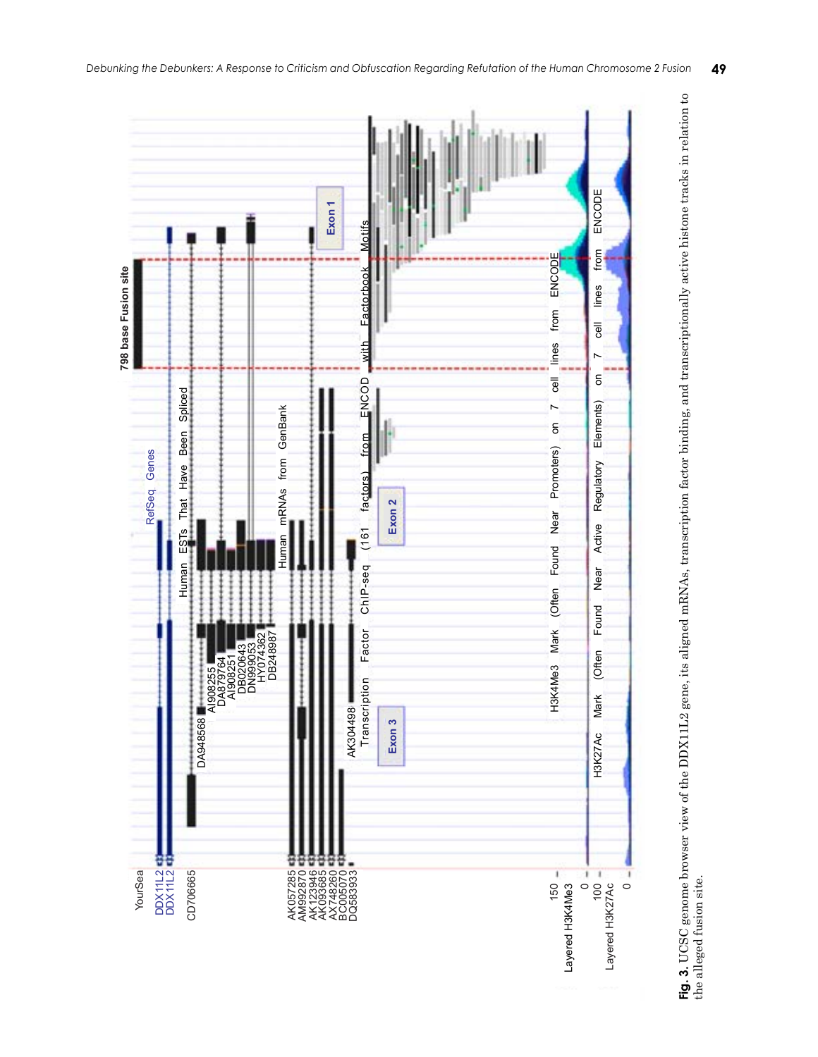Fig. 3. UCSC genome browser view of the DDX11L2 gene, its aligned mRNAs, transcription factor binding, and transcriptionally active histone tracks in relation to the alleged fusion site.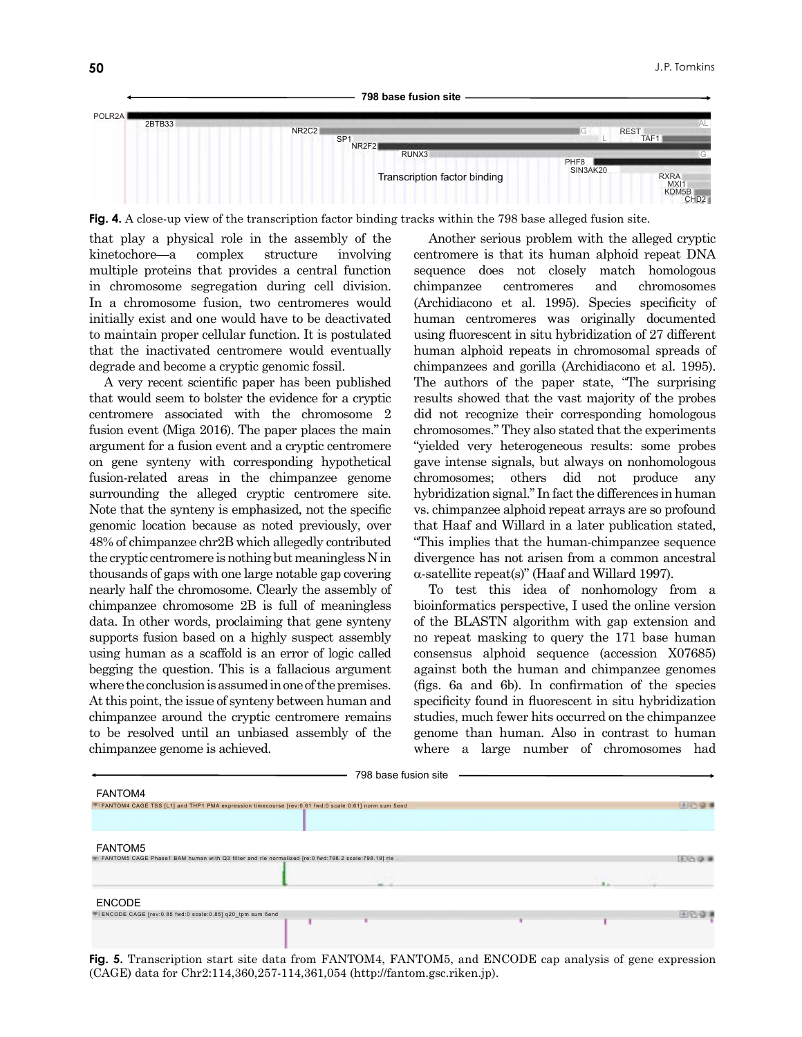Fig. 4. A close-up view of the transcription factor binding tracks within the 798 base alleged fusion site.

that play a physical role in the assembly of the kinetochore—a complex structure involving multiple proteins that provides a central function in chromosome segregation during cell division. In a chromosome fusion, two centromeres would initially exist and one would have to be deactivated to maintain proper cellular function. It is postulated that the inactivated centromere would eventually degrade and become a cryptic genomic fossil.

A very recent scientific paper has been published that would seem to bolster the evidence for a cryptic centromere associated with the chromosome 2 fusion event (Miga 2016). The paper places the main argument for a fusion event and a cryptic centromere on gene synteny with corresponding hypothetical fusion-related areas in the chimpanzee genome surrounding the alleged cryptic centromere site. Note that the synteny is emphasized, not the specific genomic location because as noted previously, over 48% of chimpanzee chr2B which allegedly contributed the cryptic centromere is nothing but meaningless N in thousands of gaps with one large notable gap covering nearly half the chromosome. Clearly the assembly of chimpanzee chromosome 2B is full of meaningless data. In other words, proclaiming that gene synteny supports fusion based on a highly suspect assembly using human as a scaffold is an error of logic called begging the question. This is a fallacious argument where the conclusion is assumed in one of the premises. At this point, the issue of synteny between human and chimpanzee around the cryptic centromere remains to be resolved until an unbiased assembly of the chimpanzee genome is achieved.

Another serious problem with the alleged cryptic centromere is that its human alphoid repeat DNA sequence does not closely match homologous chimpanzee centromeres and chromosomes (Archidiacono et al. 1995). Species specificity of human centromeres was originally documented using fluorescent in situ hybridization of 27 different human alphoid repeats in chromosomal spreads of chimpanzees and gorilla (Archidiacono et al. 1995). The authors of the paper state, "The surprising results showed that the vast majority of the probes did not recognize their corresponding homologous chromosomes." They also stated that the experiments "yielded very heterogeneous results: some probes gave intense signals, but always on nonhomologous chromosomes; others did not produce any hybridization signal." In fact the differences in human vs. chimpanzee alphoid repeat arrays are so profound that Haaf and Willard in a later publication stated, "This implies that the human-chimpanzee sequence divergence has not arisen from a common ancestral α-satellite repeat(s)" (Haaf and Willard 1997).

To test this idea of nonhomology from a bioinformatics perspective, I used the online version of the BLASTN algorithm with gap extension and no repeat masking to query the 171 base human consensus alphoid sequence (accession X07685) against both the human and chimpanzee genomes (figs. 6a and 6b). In confirmation of the species specificity found in fluorescent in situ hybridization studies, much fewer hits occurred on the chimpanzee genome than human. Also in contrast to human where a large number of chromosomes had

Fig. 5. Transcription start site data from FANTOM4, FANTOM5, and ENCODE cap analysis of gene expression (CAGE) data for Chr2:114,360,257-114,361,054 (http://fantom.gsc.riken.jp).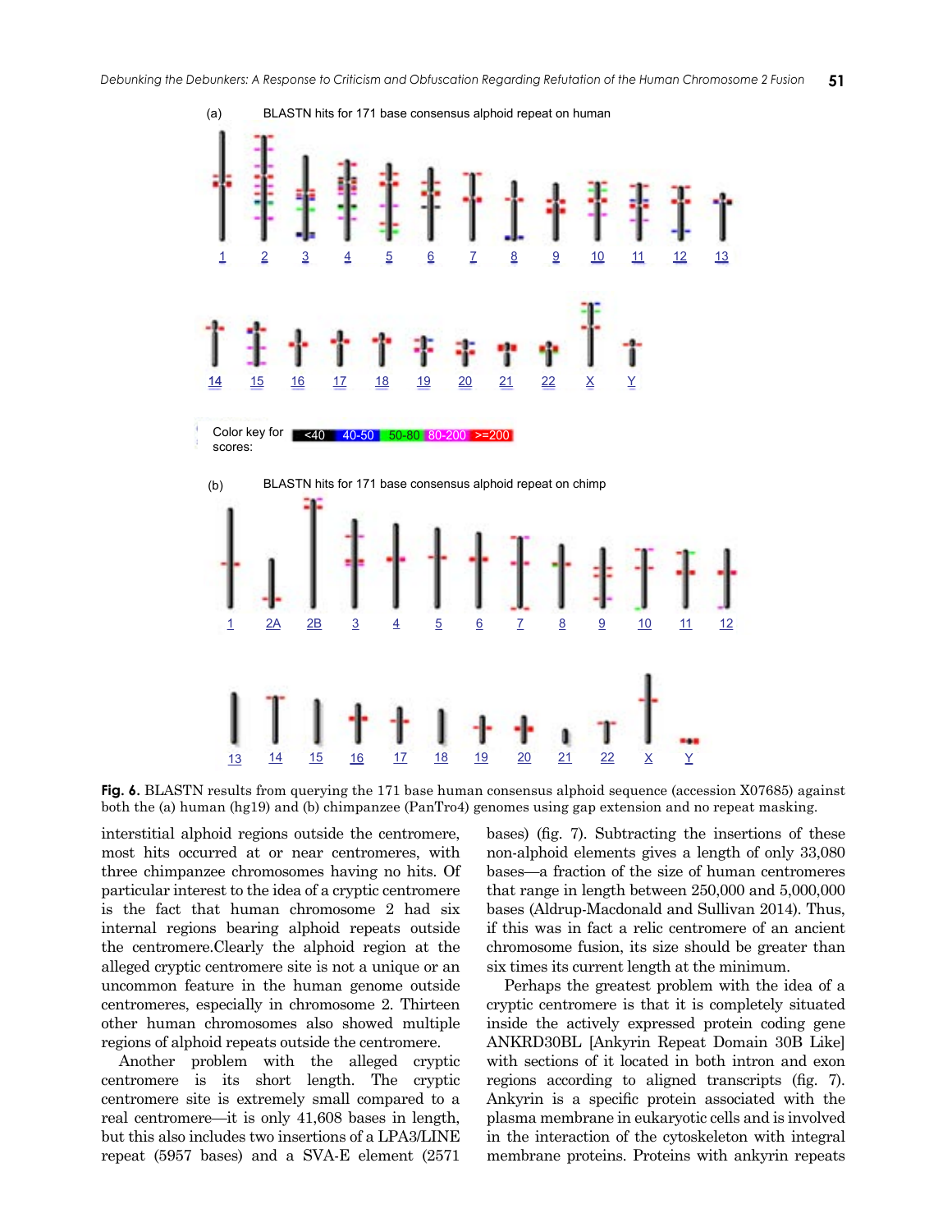(a) BLASTN hits for 171 base consensus alphoid repeat on human

(b) BLASTN hits for 171 base consensus alphoid repeat on chimp

**Fig. 6.** BLASTN results from querying the 171 base human consensus alphoid sequence (accession X07685) against both the (a) human (hg19) and (b) chimpanzee (PanTro4) genomes using gap extension and no repeat masking.

interstitial alphoid regions outside the centromere, most hits occurred at or near centromeres, with three chimpanzee chromosomes having no hits. Of particular interest to the idea of a cryptic centromere is the fact that human chromosome 2 had six internal regions bearing alphoid repeats outside the centromere.Clearly the alphoid region at the alleged cryptic centromere site is not a unique or an uncommon feature in the human genome outside centromeres, especially in chromosome 2. Thirteen other human chromosomes also showed multiple regions of alphoid repeats outside the centromere.

Another problem with the alleged cryptic centromere is its short length. The cryptic centromere site is extremely small compared to a real centromere—it is only 41,608 bases in length, but this also includes two insertions of a LPA3/LINE repeat (5957 bases) and a SVA-E element (2571 bases) (fig. 7). Subtracting the insertions of these non-alphoid elements gives a length of only 33,080 bases—a fraction of the size of human centromeres that range in length between 250,000 and 5,000,000 bases (Aldrup-Macdonald and Sullivan 2014). Thus, if this was in fact a relic centromere of an ancient chromosome fusion, its size should be greater than six times its current length at the minimum.

Perhaps the greatest problem with the idea of a cryptic centromere is that it is completely situated inside the actively expressed protein coding gene ANKRD30BL [Ankyrin Repeat Domain 30B Like] with sections of it located in both intron and exon regions according to aligned transcripts (fig. 7). Ankyrin is a specific protein associated with the plasma membrane in eukaryotic cells and is involved in the interaction of the cytoskeleton with integral membrane proteins. Proteins with ankyrin repeats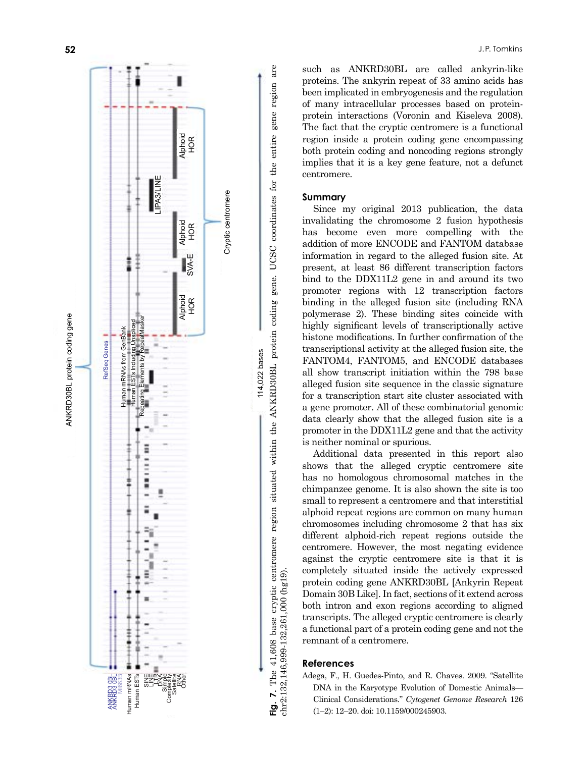such as ANKRD30BL are called ankyrin-like proteins. The ankyrin repeat of 33 amino acids has been implicated in embryogenesis and the regulation of many intracellular processes based on protein-protein interactions (Voronin and Kiseleva 2008). The fact that the cryptic centromere is a functional region inside a protein coding gene encompassing both protein coding and noncoding regions strongly implies that it is a key gene feature, not a defunct centromere.

**Fig. 7.** The 41,608 base cryptic centromere region situated within the ANKRD30BL protein coding gene. UCSC coordinates for the entire gene region are chr2:132,146,999-132,261,000 (hg19).

## Summary

Since my original 2013 publication, the data invalidating the chromosome 2 fusion hypothesis has become even more compelling with the addition of more ENCODE and FANTOM database information in regard to the alleged fusion site. At present, at least 86 different transcription factors bind to the DDX11L2 gene in and around its two promoter regions with 12 transcription factors binding in the alleged fusion site (including RNA polymerase 2). These binding sites coincide with highly significant levels of transcriptionally active histone modifications. In further confirmation of the transcriptional activity at the alleged fusion site, the FANTOM4, FANTOM5, and ENCODE databases all show transcript initiation within the 798 base alleged fusion site sequence in the classic signature for a transcription start site cluster associated with a gene promoter. All of these combinatorial genomic data clearly show that the alleged fusion site is a promoter in the DDX11L2 gene and that the activity is neither nominal or spurious.

Additional data presented in this report also shows that the alleged cryptic centromere site has no homologous chromosomal matches in the chimpanzee genome. It is also shown the site is too small to represent a centromere and that interstitial alphoid repeat regions are common on many human chromosomes including chromosome 2 that has six different alphoid-rich repeat regions outside the centromere. However, the most negating evidence against the cryptic centromere site is that it is completely situated inside the actively expressed protein coding gene ANKRD30BL [Ankyrin Repeat Domain 30B Like]. In fact, sections of it extend across both intron and exon regions according to aligned transcripts. The alleged cryptic centromere is clearly a functional part of a protein coding gene and not the remnant of a centromere.

## References

Adega, F., H. Guedes-Pinto, and R. Chaves. 2009. "Satellite DNA in the Karyotype Evolution of Domestic Animals—Clinical Considerations." *Cytogenet Genome Research* 126 (1–2): 12–20. doi: 10.1159/000245903.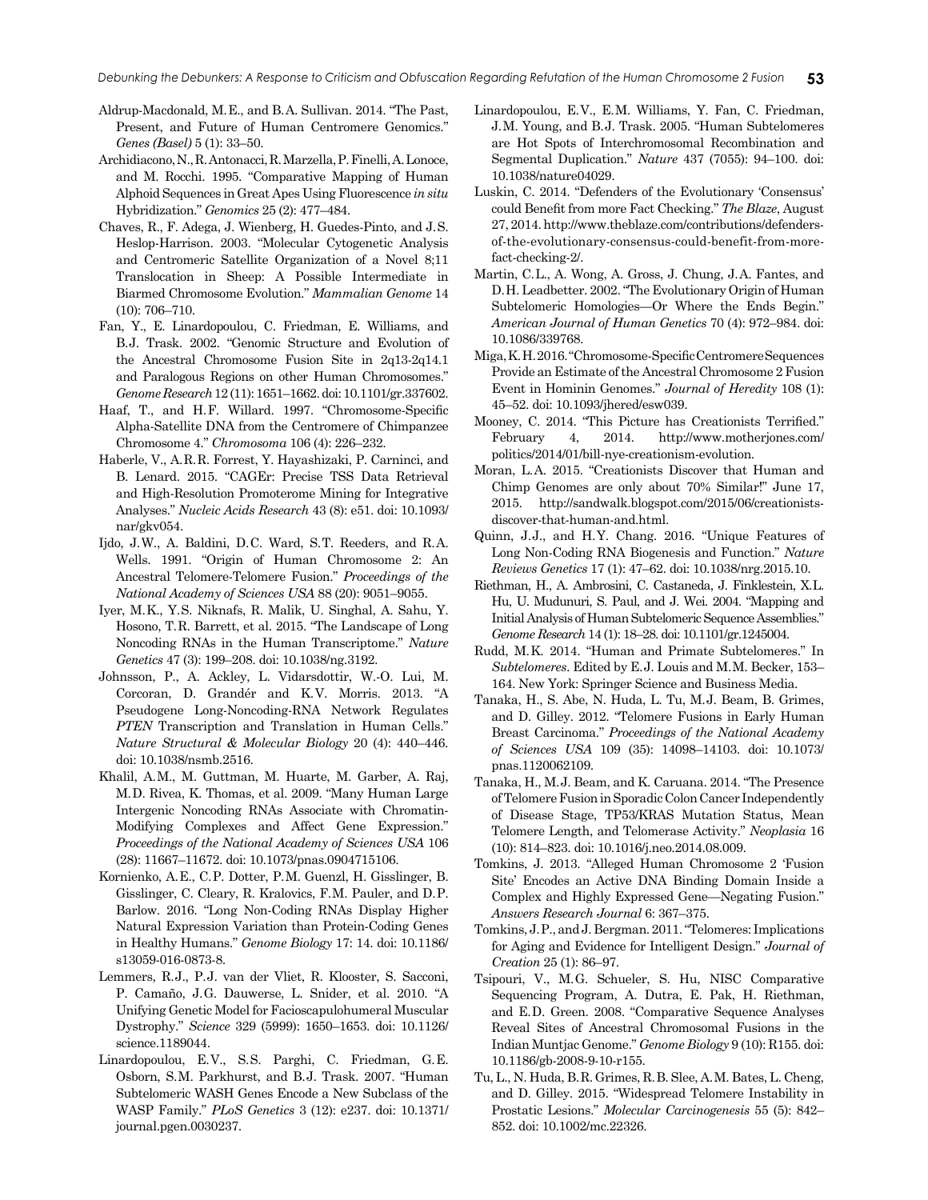Aldrup-Macdonald, M.E., and B.A. Sullivan. 2014. "The Past, Present, and Future of Human Centromere Genomics." *Genes (Basel)* 5 (1): 33–50.

Archidiacono, N., R. Antonacci, R. Marzella, P. Finelli, A. Lonoce, and M. Rocchi. 1995. "Comparative Mapping of Human Alphoid Sequences in Great Apes Using Fluorescence *in situ* Hybridization." *Genomics* 25 (2): 477–484.

Chaves, R., F. Adega, J. Wienberg, H. Guedes-Pinto, and J.S. Heslop-Harrison. 2003. "Molecular Cytogenetic Analysis and Centromeric Satellite Organization of a Novel 8;11 Translocation in Sheep: A Possible Intermediate in Biarmed Chromosome Evolution." *Mammalian Genome* 14 (10): 706–710.

Fan, Y., E. Linardopoulou, C. Friedman, E. Williams, and B.J. Trask. 2002. "Genomic Structure and Evolution of the Ancestral Chromosome Fusion Site in 2q13-2q14.1 and Paralogous Regions on other Human Chromosomes." *Genome Research* 12 (11): 1651–1662. doi: 10.1101/gr.337602.

Haaf, T., and H.F. Willard. 1997. "Chromosome-Specific Alpha-Satellite DNA from the Centromere of Chimpanzee Chromosome 4." *Chromosoma* 106 (4): 226–232.

Haberle, V., A.R.R. Forrest, Y. Hayashizaki, P. Carninci, and B. Lenard. 2015. "CAGEr: Precise TSS Data Retrieval and High-Resolution Promoterome Mining for Integrative Analyses." *Nucleic Acids Research* 43 (8): e51. doi: 10.1093/nar/gkv054.

Ijdo, J.W., A. Baldini, D.C. Ward, S.T. Reeders, and R.A. Wells. 1991. "Origin of Human Chromosome 2: An Ancestral Telomere-Telomere Fusion." *Proceedings of the National Academy of Sciences USA* 88 (20): 9051–9055.

Iyer, M.K., Y.S. Niknafs, R. Malik, U. Singhal, A. Sahu, Y. Hosono, T.R. Barrett, et al. 2015. "The Landscape of Long Noncoding RNAs in the Human Transcriptome." *Nature Genetics* 47 (3): 199–208. doi: 10.1038/ng.3192.

Johnsson, P., A. Ackley, L. Vidarsdottir, W.-O. Lui, M. Corcoran, D. Grandér and K.V. Morris. 2013. "A Pseudogene Long-Noncoding-RNA Network Regulates *PTEN* Transcription and Translation in Human Cells." *Nature Structural & Molecular Biology* 20 (4): 440–446. doi: 10.1038/nsmb.2516.

Khalil, A.M., M. Guttman, M. Huarte, M. Garber, A. Raj, M.D. Rivea, K. Thomas, et al. 2009. "Many Human Large Intergenic Noncoding RNAs Associate with Chromatin-Modifying Complexes and Affect Gene Expression." *Proceedings of the National Academy of Sciences USA* 106 (28): 11667–11672. doi: 10.1073/pnas.0904715106.

Kornienko, A.E., C.P. Dotter, P.M. Guenzl, H. Gisslinger, B. Gisslinger, C. Cleary, R. Kralovics, F.M. Pauler, and D.P. Barlow. 2016. "Long Non-Coding RNAs Display Higher Natural Expression Variation than Protein-Coding Genes in Healthy Humans." *Genome Biology* 17: 14. doi: 10.1186/s13059-016-0873-8.

Lemmers, R.J., P.J. van der Vliet, R. Klooster, S. Sacconi, P. Camaño, J.G. Dauwerse, L. Snider, et al. 2010. "A Unifying Genetic Model for Facioscapulohumeral Muscular Dystrophy." *Science* 329 (5999): 1650–1653. doi: 10.1126/science.1189044.

Linardopoulou, E.V., S.S. Parghi, C. Friedman, G.E. Osborn, S.M. Parkhurst, and B.J. Trask. 2007. "Human Subtelomeric WASH Genes Encode a New Subclass of the WASP Family." *PLoS Genetics* 3 (12): e237. doi: 10.1371/journal.pgen.0030237.

Linardopoulou, E.V., E.M. Williams, Y. Fan, C. Friedman, J.M. Young, and B.J. Trask. 2005. "Human Subtelomeres are Hot Spots of Interchromosomal Recombination and Segmental Duplication." *Nature* 437 (7055): 94–100. doi: 10.1038/nature04029.

Luskin, C. 2014. "Defenders of the Evolutionary 'Consensus' could Benefit from more Fact Checking." *The Blaze*, August 27, 2014. http://www.theblaze.com/contributions/defenders-of-the-evolutionary-consensus-could-benefit-from-more-fact-checking-2/.

Martin, C.L., A. Wong, A. Gross, J. Chung, J.A. Fantes, and D.H. Leadbetter. 2002. "The Evolutionary Origin of Human Subtelomeric Homologies—Or Where the Ends Begin." *American Journal of Human Genetics* 70 (4): 972–984. doi: 10.1086/339768.

Miga, K.H. 2016. "Chromosome-Specific Centromere Sequences Provide an Estimate of the Ancestral Chromosome 2 Fusion Event in Hominin Genomes." *Journal of Heredity* 108 (1): 45–52. doi: 10.1093/jhered/esw039.

Mooney, C. 2014. "This Picture has Creationists Terrified." February 4, 2014. http://www.motherjones.com/politics/2014/01/bill-nye-creationism-evolution.

Moran, L.A. 2015. "Creationists Discover that Human and Chimp Genomes are only about 70% Similar!" June 17, 2015. http://sandwalk.blogspot.com/2015/06/creationists-discover-that-human-and.html.

Quinn, J.J., and H.Y. Chang. 2016. "Unique Features of Long Non-Coding RNA Biogenesis and Function." *Nature Reviews Genetics* 17 (1): 47–62. doi: 10.1038/nrg.2015.10.

Riethman, H., A. Ambrosini, C. Castaneda, J. Finklestein, X.L. Hu, U. Mudunuri, S. Paul, and J. Wei. 2004. "Mapping and Initial Analysis of Human Subtelomeric Sequence Assemblies." *Genome Research* 14 (1): 18–28. doi: 10.1101/gr.1245004.

Rudd, M.K. 2014. "Human and Primate Subtelomeres." In *Subtelomeres*. Edited by E.J. Louis and M.M. Becker, 153–164. New York: Springer Science and Business Media.

Tanaka, H., S. Abe, N. Huda, L. Tu, M.J. Beam, B. Grimes, and D. Gilley. 2012. "Telomere Fusions in Early Human Breast Carcinoma." *Proceedings of the National Academy of Sciences USA* 109 (35): 14098–14103. doi: 10.1073/pnas.1120062109.

Tanaka, H., M.J. Beam, and K. Caruana. 2014. "The Presence of Telomere Fusion in Sporadic Colon Cancer Independently of Disease Stage, TP53/KRAS Mutation Status, Mean Telomere Length, and Telomerase Activity." *Neoplasia* 16 (10): 814–823. doi: 10.1016/j.neo.2014.08.009.

Tomkins, J. 2013. "Alleged Human Chromosome 2 'Fusion Site' Encodes an Active DNA Binding Domain Inside a Complex and Highly Expressed Gene—Negating Fusion." *Answers Research Journal* 6: 367–375.

Tomkins, J.P., and J. Bergman. 2011. "Telomeres: Implications for Aging and Evidence for Intelligent Design." *Journal of Creation* 25 (1): 86–97.

Tsipouri, V., M.G. Schueler, S. Hu, NISC Comparative Sequencing Program, A. Dutra, E. Pak, H. Riethman, and E.D. Green. 2008. "Comparative Sequence Analyses Reveal Sites of Ancestral Chromosomal Fusions in the Indian Muntjac Genome." *Genome Biology* 9 (10): R155. doi: 10.1186/gb-2008-9-10-r155.

Tu, L., N. Huda, B.R. Grimes, R.B. Slee, A.M. Bates, L. Cheng, and D. Gilley. 2015. "Widespread Telomere Instability in Prostatic Lesions." *Molecular Carcinogenesis* 55 (5): 842–852. doi: 10.1002/mc.22326.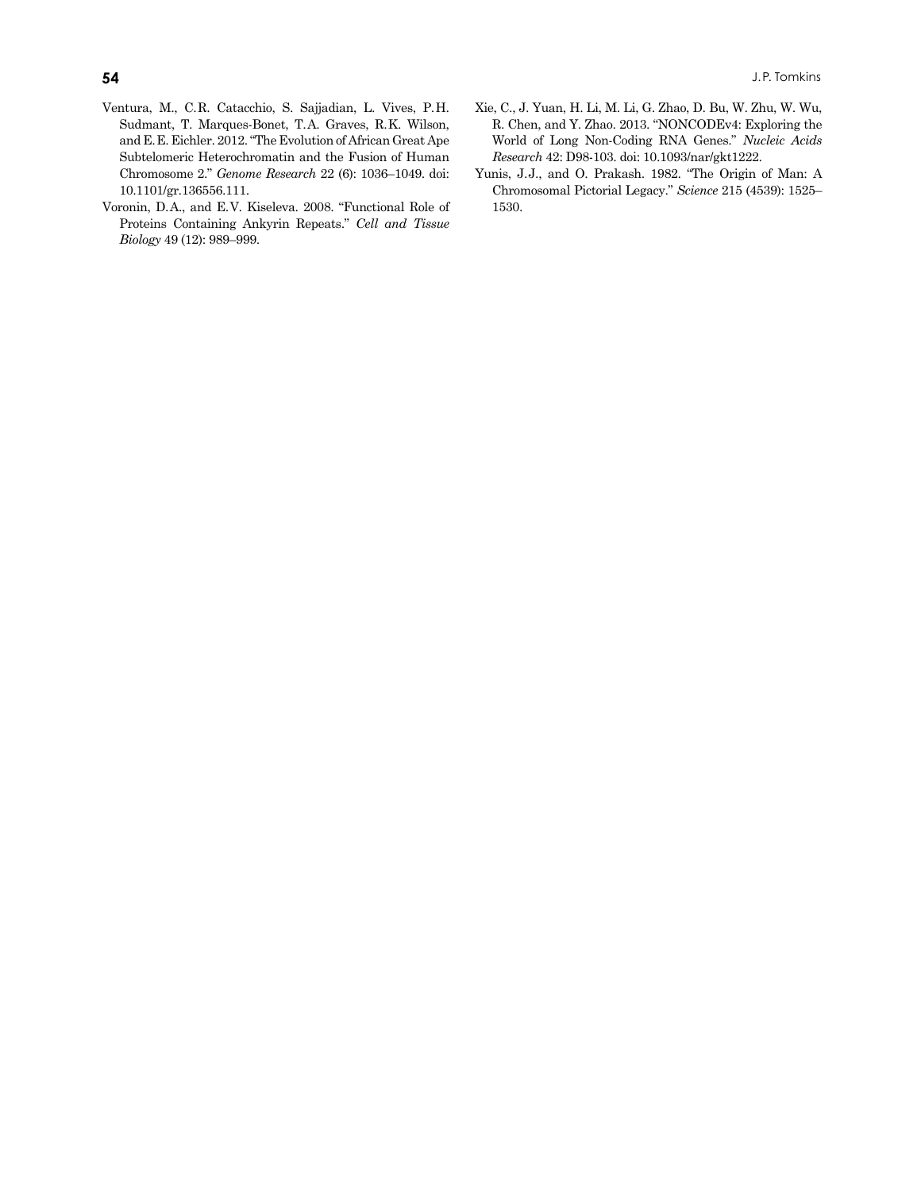Ventura, M., C.R. Catacchio, S. Sajjadian, L. Vives, P.H. Sudmant, T. Marques-Bonet, T.A. Graves, R.K. Wilson, and E.E. Eichler. 2012. "The Evolution of African Great Ape Subtelomeric Heterochromatin and the Fusion of Human Chromosome 2." *Genome Research* 22 (6): 1036–1049. doi: 10.1101/gr.136556.111.

Voronin, D.A., and E.V. Kiseleva. 2008. "Functional Role of Proteins Containing Ankyrin Repeats." *Cell and Tissue Biology* 49 (12): 989–999.

Xie, C., J. Yuan, H. Li, M. Li, G. Zhao, D. Bu, W. Zhu, W. Wu, R. Chen, and Y. Zhao. 2013. "NONCODEv4: Exploring the World of Long Non-Coding RNA Genes." *Nucleic Acids Research* 42: D98-103. doi: 10.1093/nar/gkt1222.

Yunis, J.J., and O. Prakash. 1982. "The Origin of Man: A Chromosomal Pictorial Legacy." *Science* 215 (4539): 1525–1530.